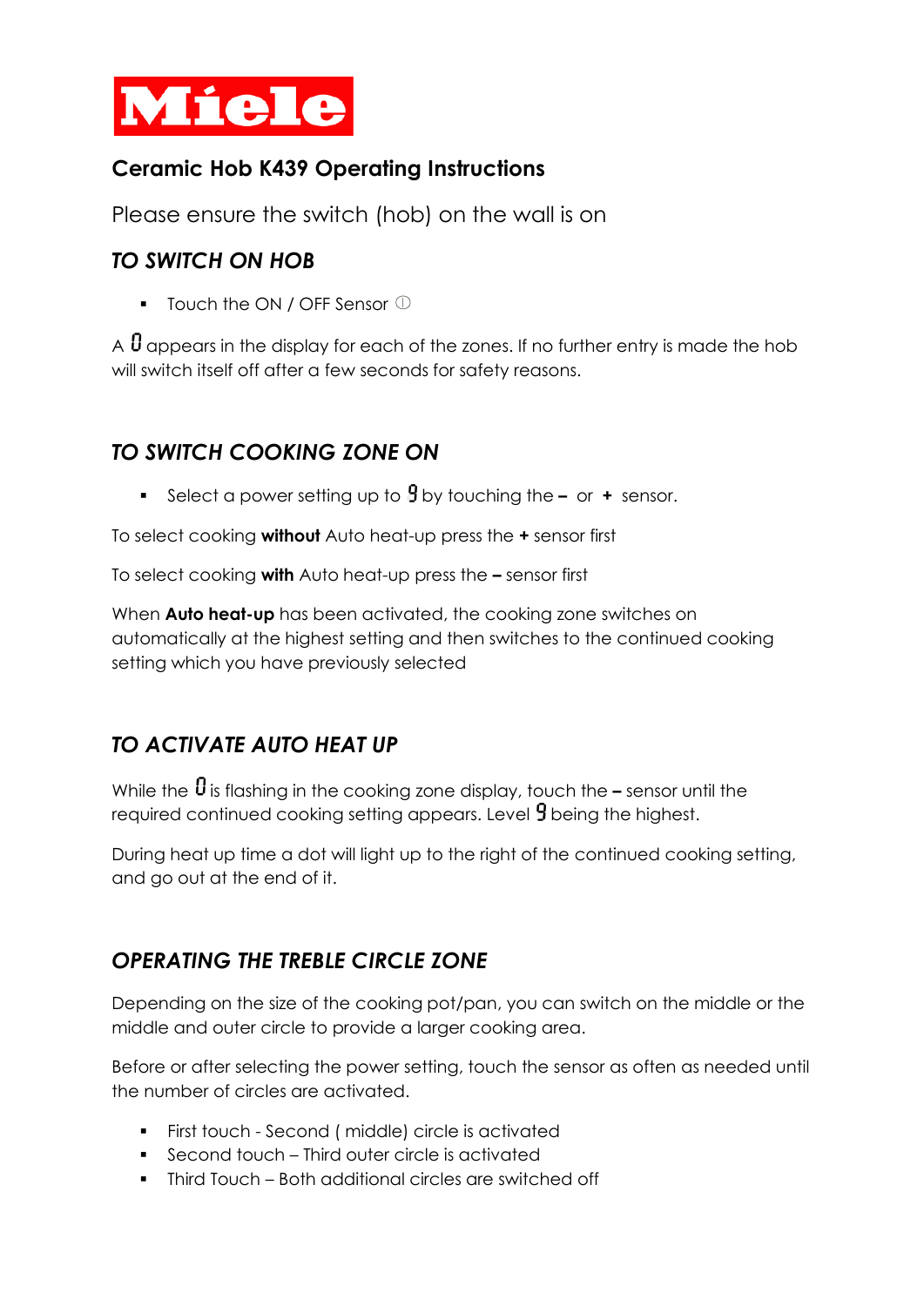Miele

## Ceramic Hob K439 Operating Instructions

Please ensure the switch (hob) on the wall is on

### *TO SWITCH ON HOB*

- Touch the ON / OFF Sensor ⓘ

A 0 appears in the display for each of the zones. If no further entry is made the hob will switch itself off after a few seconds for safety reasons.

### *TO SWITCH COOKING ZONE ON*

- Select a power setting up to 9 by touching the **–** or **+** sensor.

To select cooking **without** Auto heat-up press the **+** sensor first

To select cooking **with** Auto heat-up press the **–** sensor first

When **Auto heat-up** has been activated, the cooking zone switches on automatically at the highest setting and then switches to the continued cooking setting which you have previously selected

### *TO ACTIVATE AUTO HEAT UP*

While the 0 is flashing in the cooking zone display, touch the **–** sensor until the required continued cooking setting appears. Level 9 being the highest.

During heat up time a dot will light up to the right of the continued cooking setting, and go out at the end of it.

### *OPERATING THE TREBLE CIRCLE ZONE*

Depending on the size of the cooking pot/pan, you can switch on the middle or the middle and outer circle to provide a larger cooking area.

Before or after selecting the power setting, touch the sensor as often as needed until the number of circles are activated.

- First touch - Second ( middle) circle is activated
- Second touch – Third outer circle is activated
- Third Touch – Both additional circles are switched off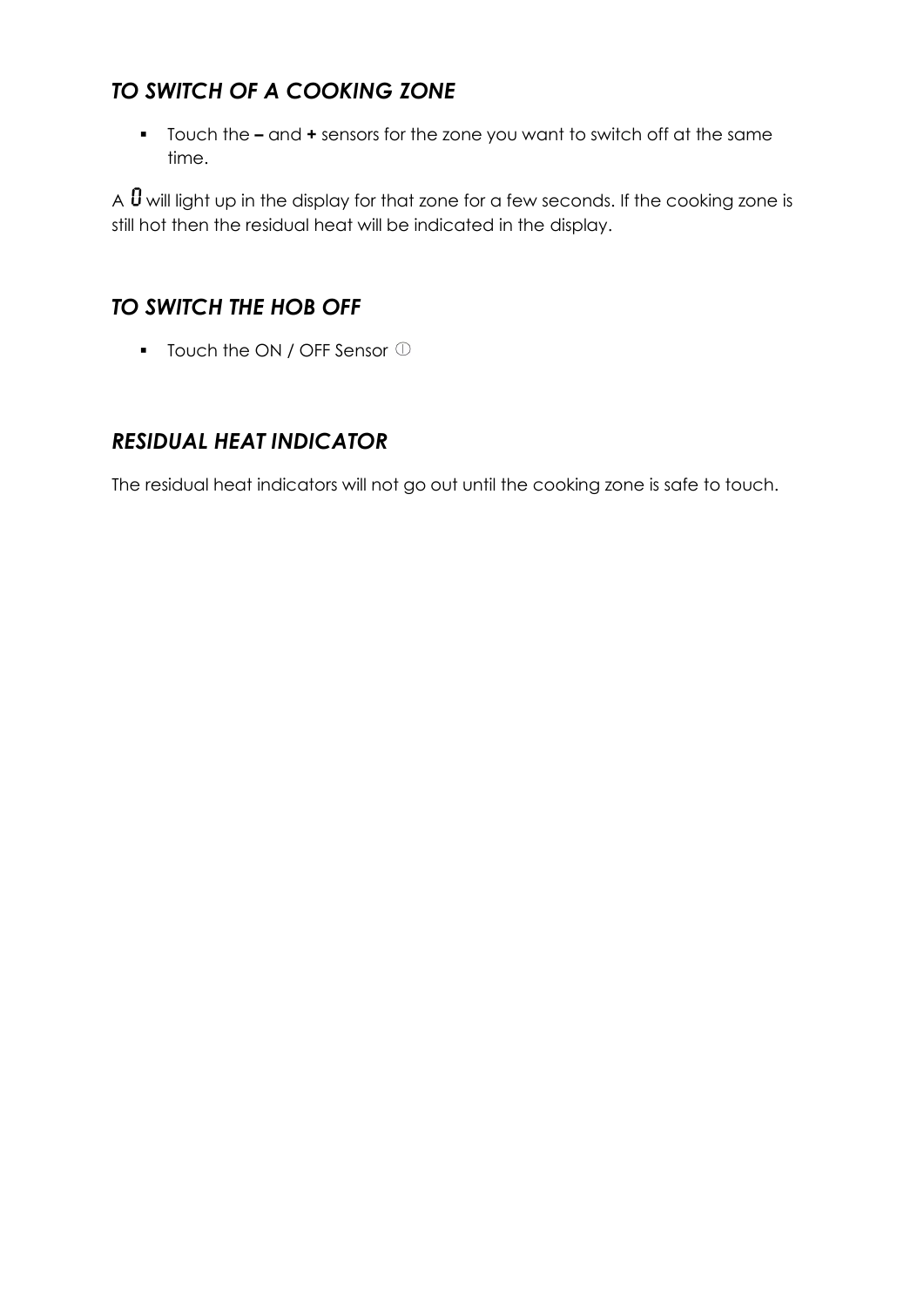## *TO SWITCH OF A COOKING ZONE*

- Touch the **–** and **+** sensors for the zone you want to switch off at the same time.

A 0 will light up in the display for that zone for a few seconds. If the cooking zone is still hot then the residual heat will be indicated in the display.

## *TO SWITCH THE HOB OFF*

- Touch the ON / OFF Sensor ⓘ

## *RESIDUAL HEAT INDICATOR*

The residual heat indicators will not go out until the cooking zone is safe to touch.